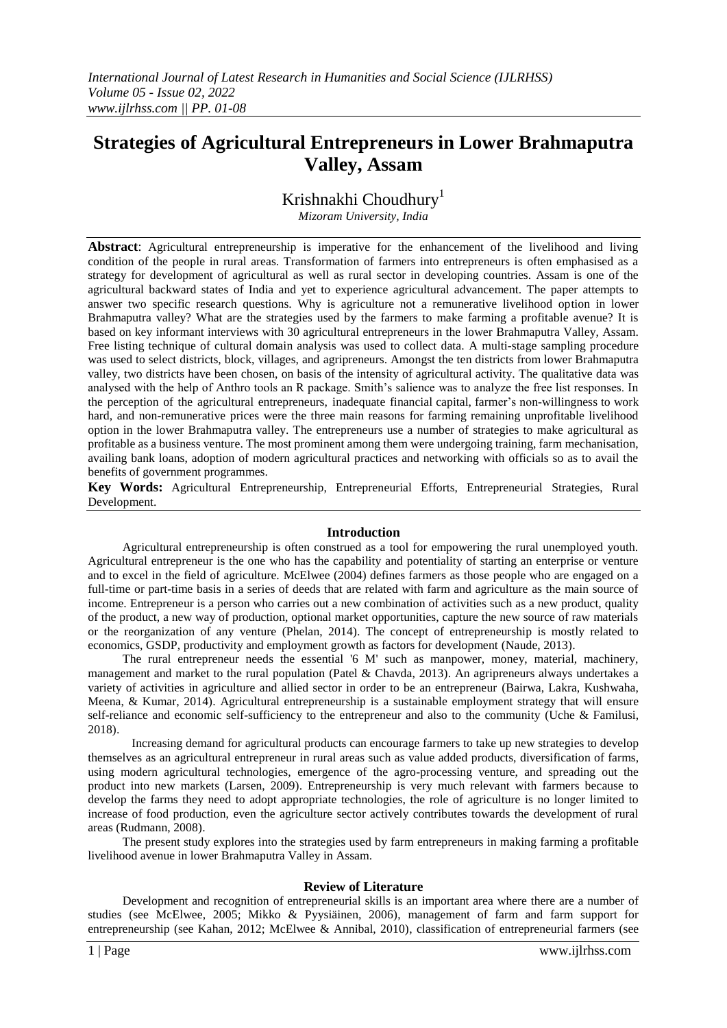# Strategies of Agricultural Entrepreneurs in Lower Brahmaputra Valley, Assam

Krishnakhi Choudhury[1]

*Mizoram University, India*

**Abstract**: Agricultural entrepreneurship is imperative for the enhancement of the livelihood and living condition of the people in rural areas. Transformation of farmers into entrepreneurs is often emphasised as a strategy for development of agricultural as well as rural sector in developing countries. Assam is one of the agricultural backward states of India and yet to experience agricultural advancement. The paper attempts to answer two specific research questions. Why is agriculture not a remunerative livelihood option in lower Brahmaputra valley? What are the strategies used by the farmers to make farming a profitable avenue? It is based on key informant interviews with 30 agricultural entrepreneurs in the lower Brahmaputra Valley, Assam. Free listing technique of cultural domain analysis was used to collect data. A multi-stage sampling procedure was used to select districts, block, villages, and agripreneurs. Amongst the ten districts from lower Brahmaputra valley, two districts have been chosen, on basis of the intensity of agricultural activity. The qualitative data was analysed with the help of Anthro tools an R package. Smith's salience was to analyze the free list responses. In the perception of the agricultural entrepreneurs, inadequate financial capital, farmer's non-willingness to work hard, and non-remunerative prices were the three main reasons for farming remaining unprofitable livelihood option in the lower Brahmaputra valley. The entrepreneurs use a number of strategies to make agricultural as profitable as a business venture. The most prominent among them were undergoing training, farm mechanisation, availing bank loans, adoption of modern agricultural practices and networking with officials so as to avail the benefits of government programmes.

**Key Words:** Agricultural Entrepreneurship, Entrepreneurial Efforts, Entrepreneurial Strategies, Rural Development.

## Introduction

Agricultural entrepreneurship is often construed as a tool for empowering the rural unemployed youth. Agricultural entrepreneur is the one who has the capability and potentiality of starting an enterprise or venture and to excel in the field of agriculture. McElwee (2004) defines farmers as those people who are engaged on a full-time or part-time basis in a series of deeds that are related with farm and agriculture as the main source of income. Entrepreneur is a person who carries out a new combination of activities such as a new product, quality of the product, a new way of production, optional market opportunities, capture the new source of raw materials or the reorganization of any venture (Phelan, 2014). The concept of entrepreneurship is mostly related to economics, GSDP, productivity and employment growth as factors for development (Naude, 2013).

The rural entrepreneur needs the essential '6 M' such as manpower, money, material, machinery, management and market to the rural population (Patel & Chavda, 2013). An agripreneurs always undertakes a variety of activities in agriculture and allied sector in order to be an entrepreneur (Bairwa, Lakra, Kushwaha, Meena, & Kumar, 2014). Agricultural entrepreneurship is a sustainable employment strategy that will ensure self-reliance and economic self-sufficiency to the entrepreneur and also to the community (Uche & Familusi, 2018).

Increasing demand for agricultural products can encourage farmers to take up new strategies to develop themselves as an agricultural entrepreneur in rural areas such as value added products, diversification of farms, using modern agricultural technologies, emergence of the agro-processing venture, and spreading out the product into new markets (Larsen, 2009). Entrepreneurship is very much relevant with farmers because to develop the farms they need to adopt appropriate technologies, the role of agriculture is no longer limited to increase of food production, even the agriculture sector actively contributes towards the development of rural areas (Rudmann, 2008).

The present study explores into the strategies used by farm entrepreneurs in making farming a profitable livelihood avenue in lower Brahmaputra Valley in Assam.

## Review of Literature

Development and recognition of entrepreneurial skills is an important area where there are a number of studies (see McElwee, 2005; Mikko & Pyysiäinen, 2006), management of farm and farm support for entrepreneurship (see Kahan, 2012; McElwee & Annibal, 2010), classification of entrepreneurial farmers (see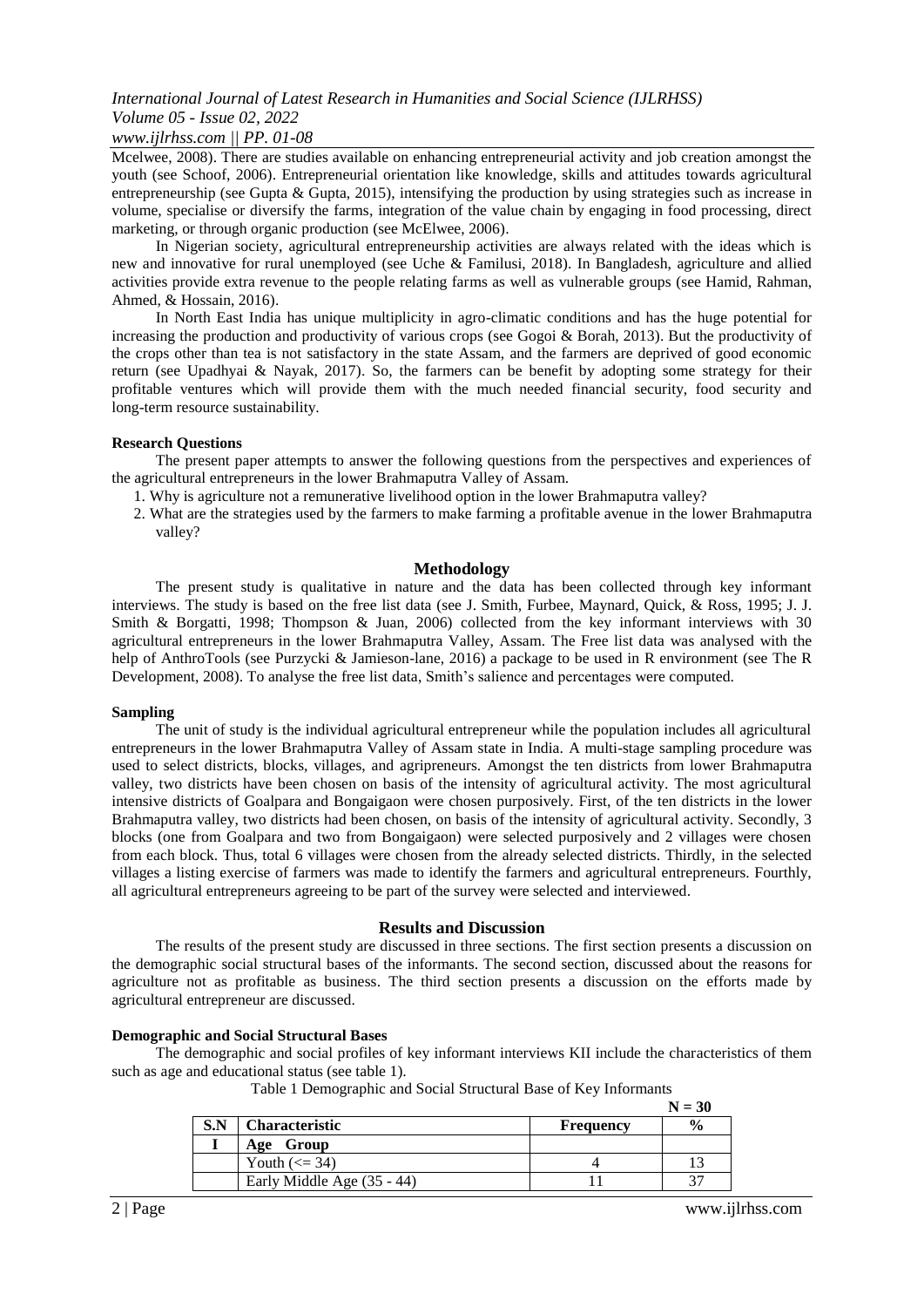Mcelwee, 2008). There are studies available on enhancing entrepreneurial activity and job creation amongst the youth (see Schoof, 2006). Entrepreneurial orientation like knowledge, skills and attitudes towards agricultural entrepreneurship (see Gupta & Gupta, 2015), intensifying the production by using strategies such as increase in volume, specialise or diversify the farms, integration of the value chain by engaging in food processing, direct marketing, or through organic production (see McElwee, 2006).

In Nigerian society, agricultural entrepreneurship activities are always related with the ideas which is new and innovative for rural unemployed (see Uche & Familusi, 2018). In Bangladesh, agriculture and allied activities provide extra revenue to the people relating farms as well as vulnerable groups (see Hamid, Rahman, Ahmed, & Hossain, 2016).

In North East India has unique multiplicity in agro-climatic conditions and has the huge potential for increasing the production and productivity of various crops (see Gogoi & Borah, 2013). But the productivity of the crops other than tea is not satisfactory in the state Assam, and the farmers are deprived of good economic return (see Upadhyai & Nayak, 2017). So, the farmers can be benefit by adopting some strategy for their profitable ventures which will provide them with the much needed financial security, food security and long-term resource sustainability.

### Research Questions

The present paper attempts to answer the following questions from the perspectives and experiences of the agricultural entrepreneurs in the lower Brahmaputra Valley of Assam.

1. Why is agriculture not a remunerative livelihood option in the lower Brahmaputra valley?
2. What are the strategies used by the farmers to make farming a profitable avenue in the lower Brahmaputra valley?

## Methodology

The present study is qualitative in nature and the data has been collected through key informant interviews. The study is based on the free list data (see J. Smith, Furbee, Maynard, Quick, & Ross, 1995; J. J. Smith & Borgatti, 1998; Thompson & Juan, 2006) collected from the key informant interviews with 30 agricultural entrepreneurs in the lower Brahmaputra Valley, Assam. The Free list data was analysed with the help of AnthroTools (see Purzycki & Jamieson-lane, 2016) a package to be used in R environment (see The R Development, 2008). To analyse the free list data, Smith's salience and percentages were computed.

### Sampling

The unit of study is the individual agricultural entrepreneur while the population includes all agricultural entrepreneurs in the lower Brahmaputra Valley of Assam state in India. A multi-stage sampling procedure was used to select districts, blocks, villages, and agripreneurs. Amongst the ten districts from lower Brahmaputra valley, two districts have been chosen on basis of the intensity of agricultural activity. The most agricultural intensive districts of Goalpara and Bongaigaon were chosen purposively. First, of the ten districts in the lower Brahmaputra valley, two districts had been chosen, on basis of the intensity of agricultural activity. Secondly, 3 blocks (one from Goalpara and two from Bongaigaon) were selected purposively and 2 villages were chosen from each block. Thus, total 6 villages were chosen from the already selected districts. Thirdly, in the selected villages a listing exercise of farmers was made to identify the farmers and agricultural entrepreneurs. Fourthly, all agricultural entrepreneurs agreeing to be part of the survey were selected and interviewed.

## Results and Discussion

The results of the present study are discussed in three sections. The first section presents a discussion on the demographic social structural bases of the informants. The second section, discussed about the reasons for agriculture not as profitable as business. The third section presents a discussion on the efforts made by agricultural entrepreneur are discussed.

### Demographic and Social Structural Bases

The demographic and social profiles of key informant interviews KII include the characteristics of them such as age and educational status (see table 1).

Table 1 Demographic and Social Structural Base of Key Informants

**N = 30**

| S.N | Characteristic | Frequency | % |
|---|---|---|---|
| **I** | **Age Group** | | |
| | Youth (<= 34) | 4 | 13 |
| | Early Middle Age (35 - 44) | 11 | 37 |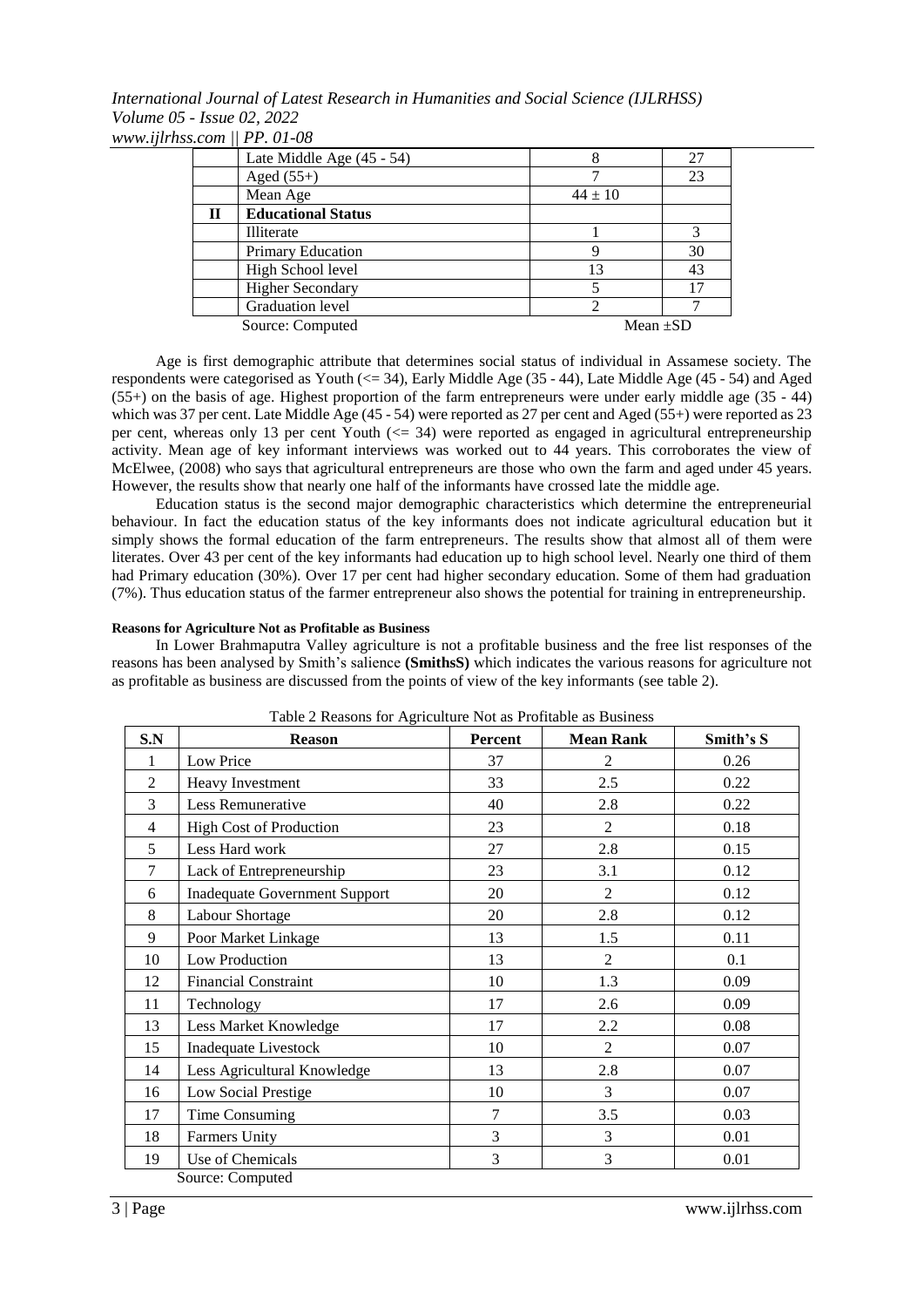| | Late Middle Age (45 - 54) | 8 | 27 |
|---|---|---|---|
| | Aged (55+) | 7 | 23 |
| | Mean Age | 44 ± 10 | |
| **II** | **Educational Status** | | |
| | Illiterate | 1 | 3 |
| | Primary Education | 9 | 30 |
| | High School level | 13 | 43 |
| | Higher Secondary | 5 | 17 |
| | Graduation level | 2 | 7 |

Source: Computed Mean ±SD

Age is first demographic attribute that determines social status of individual in Assamese society. The respondents were categorised as Youth (<= 34), Early Middle Age (35 - 44), Late Middle Age (45 - 54) and Aged (55+) on the basis of age. Highest proportion of the farm entrepreneurs were under early middle age (35 - 44) which was 37 per cent. Late Middle Age (45 - 54) were reported as 27 per cent and Aged (55+) were reported as 23 per cent, whereas only 13 per cent Youth (<= 34) were reported as engaged in agricultural entrepreneurship activity. Mean age of key informant interviews was worked out to 44 years. This corroborates the view of McElwee, (2008) who says that agricultural entrepreneurs are those who own the farm and aged under 45 years. However, the results show that nearly one half of the informants have crossed late the middle age.

Education status is the second major demographic characteristics which determine the entrepreneurial behaviour. In fact the education status of the key informants does not indicate agricultural education but it simply shows the formal education of the farm entrepreneurs. The results show that almost all of them were literates. Over 43 per cent of the key informants had education up to high school level. Nearly one third of them had Primary education (30%). Over 17 per cent had higher secondary education. Some of them had graduation (7%). Thus education status of the farmer entrepreneur also shows the potential for training in entrepreneurship.

#### Reasons for Agriculture Not as Profitable as Business

In Lower Brahmaputra Valley agriculture is not a profitable business and the free list responses of the reasons has been analysed by Smith's salience **(SmithsS)** which indicates the various reasons for agriculture not as profitable as business are discussed from the points of view of the key informants (see table 2).

Table 2 Reasons for Agriculture Not as Profitable as Business

| S.N | Reason | Percent | Mean Rank | Smith's S |
|---|---|---|---|---|
| 1 | Low Price | 37 | 2 | 0.26 |
| 2 | Heavy Investment | 33 | 2.5 | 0.22 |
| 3 | Less Remunerative | 40 | 2.8 | 0.22 |
| 4 | High Cost of Production | 23 | 2 | 0.18 |
| 5 | Less Hard work | 27 | 2.8 | 0.15 |
| 7 | Lack of Entrepreneurship | 23 | 3.1 | 0.12 |
| 6 | Inadequate Government Support | 20 | 2 | 0.12 |
| 8 | Labour Shortage | 20 | 2.8 | 0.12 |
| 9 | Poor Market Linkage | 13 | 1.5 | 0.11 |
| 10 | Low Production | 13 | 2 | 0.1 |
| 12 | Financial Constraint | 10 | 1.3 | 0.09 |
| 11 | Technology | 17 | 2.6 | 0.09 |
| 13 | Less Market Knowledge | 17 | 2.2 | 0.08 |
| 15 | Inadequate Livestock | 10 | 2 | 0.07 |
| 14 | Less Agricultural Knowledge | 13 | 2.8 | 0.07 |
| 16 | Low Social Prestige | 10 | 3 | 0.07 |
| 17 | Time Consuming | 7 | 3.5 | 0.03 |
| 18 | Farmers Unity | 3 | 3 | 0.01 |
| 19 | Use of Chemicals | 3 | 3 | 0.01 |

Source: Computed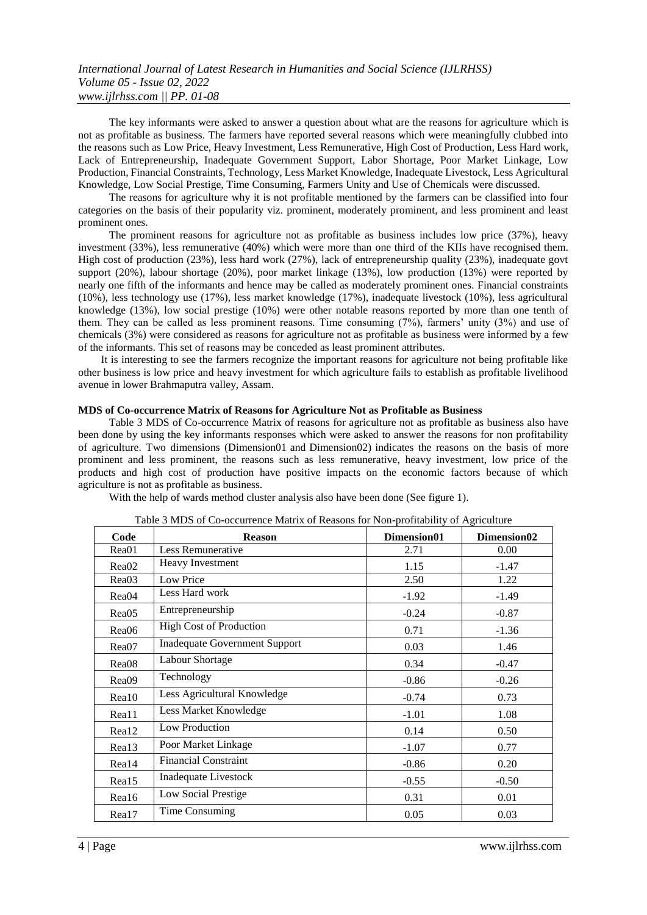The key informants were asked to answer a question about what are the reasons for agriculture which is not as profitable as business. The farmers have reported several reasons which were meaningfully clubbed into the reasons such as Low Price, Heavy Investment, Less Remunerative, High Cost of Production, Less Hard work, Lack of Entrepreneurship, Inadequate Government Support, Labor Shortage, Poor Market Linkage, Low Production, Financial Constraints, Technology, Less Market Knowledge, Inadequate Livestock, Less Agricultural Knowledge, Low Social Prestige, Time Consuming, Farmers Unity and Use of Chemicals were discussed.

The reasons for agriculture why it is not profitable mentioned by the farmers can be classified into four categories on the basis of their popularity viz. prominent, moderately prominent, and less prominent and least prominent ones.

The prominent reasons for agriculture not as profitable as business includes low price (37%), heavy investment (33%), less remunerative (40%) which were more than one third of the KIIs have recognised them. High cost of production (23%), less hard work (27%), lack of entrepreneurship quality (23%), inadequate govt support (20%), labour shortage (20%), poor market linkage (13%), low production (13%) were reported by nearly one fifth of the informants and hence may be called as moderately prominent ones. Financial constraints (10%), less technology use (17%), less market knowledge (17%), inadequate livestock (10%), less agricultural knowledge (13%), low social prestige (10%) were other notable reasons reported by more than one tenth of them. They can be called as less prominent reasons. Time consuming (7%), farmers' unity (3%) and use of chemicals (3%) were considered as reasons for agriculture not as profitable as business were informed by a few of the informants. This set of reasons may be conceded as least prominent attributes.

It is interesting to see the farmers recognize the important reasons for agriculture not being profitable like other business is low price and heavy investment for which agriculture fails to establish as profitable livelihood avenue in lower Brahmaputra valley, Assam.

**MDS of Co-occurrence Matrix of Reasons for Agriculture Not as Profitable as Business**

Table 3 MDS of Co-occurrence Matrix of reasons for agriculture not as profitable as business also have been done by using the key informants responses which were asked to answer the reasons for non profitability of agriculture. Two dimensions (Dimension01 and Dimension02) indicates the reasons on the basis of more prominent and less prominent, the reasons such as less remunerative, heavy investment, low price of the products and high cost of production have positive impacts on the economic factors because of which agriculture is not as profitable as business.

With the help of wards method cluster analysis also have been done (See figure 1).

Table 3 MDS of Co-occurrence Matrix of Reasons for Non-profitability of Agriculture

| Code | Reason | Dimension01 | Dimension02 |
|---|---|---|---|
| Rea01 | Less Remunerative | 2.71 | 0.00 |
| Rea02 | Heavy Investment | 1.15 | -1.47 |
| Rea03 | Low Price | 2.50 | 1.22 |
| Rea04 | Less Hard work | -1.92 | -1.49 |
| Rea05 | Entrepreneurship | -0.24 | -0.87 |
| Rea06 | High Cost of Production | 0.71 | -1.36 |
| Rea07 | Inadequate Government Support | 0.03 | 1.46 |
| Rea08 | Labour Shortage | 0.34 | -0.47 |
| Rea09 | Technology | -0.86 | -0.26 |
| Rea10 | Less Agricultural Knowledge | -0.74 | 0.73 |
| Rea11 | Less Market Knowledge | -1.01 | 1.08 |
| Rea12 | Low Production | 0.14 | 0.50 |
| Rea13 | Poor Market Linkage | -1.07 | 0.77 |
| Rea14 | Financial Constraint | -0.86 | 0.20 |
| Rea15 | Inadequate Livestock | -0.55 | -0.50 |
| Rea16 | Low Social Prestige | 0.31 | 0.01 |
| Rea17 | Time Consuming | 0.05 | 0.03 |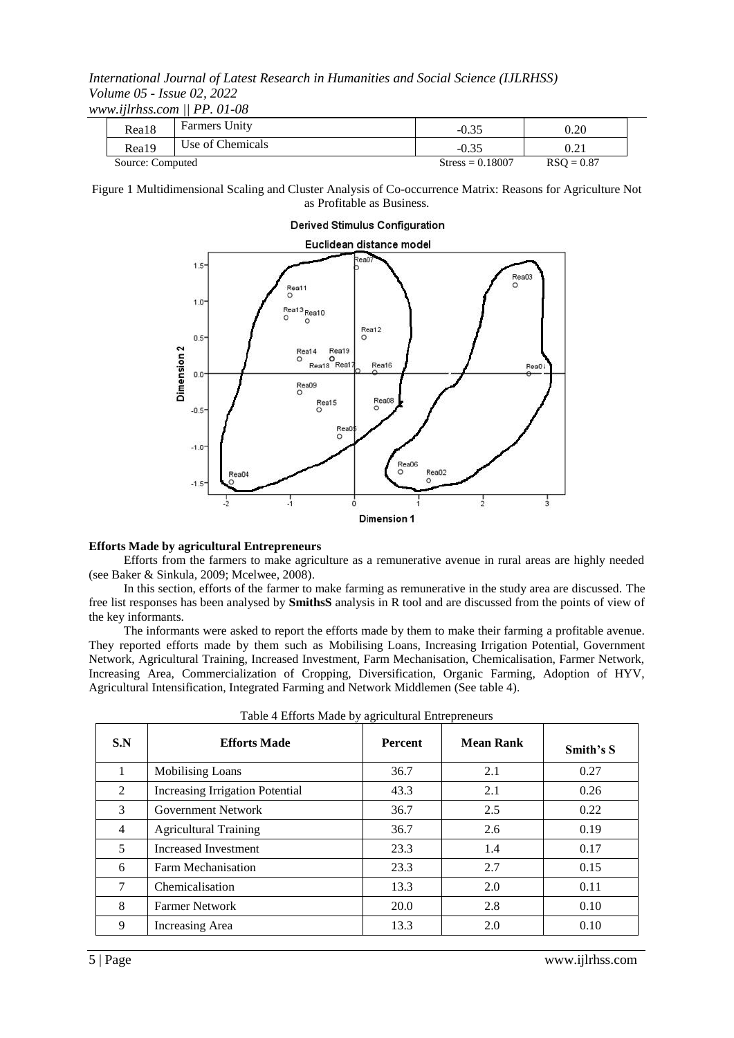| Rea18 | Farmers Unity | -0.35 | 0.20 |
|---|---|---|---|
| Rea19 | Use of Chemicals | -0.35 | 0.21 |
| Source: Computed | | Stress = 0.18007 | RSQ = 0.87 |

Figure 1 Multidimensional Scaling and Cluster Analysis of Co-occurrence Matrix: Reasons for Agriculture Not as Profitable as Business.

### Efforts Made by agricultural Entrepreneurs

Efforts from the farmers to make agriculture as a remunerative avenue in rural areas are highly needed (see Baker & Sinkula, 2009; Mcelwee, 2008).

In this section, efforts of the farmer to make farming as remunerative in the study area are discussed. The free list responses has been analysed by **SmithsS** analysis in R tool and are discussed from the points of view of the key informants.

The informants were asked to report the efforts made by them to make their farming a profitable avenue. They reported efforts made by them such as Mobilising Loans, Increasing Irrigation Potential, Government Network, Agricultural Training, Increased Investment, Farm Mechanisation, Chemicalisation, Farmer Network, Increasing Area, Commercialization of Cropping, Diversification, Organic Farming, Adoption of HYV, Agricultural Intensification, Integrated Farming and Network Middlemen (See table 4).

Table 4 Efforts Made by agricultural Entrepreneurs

| S.N | Efforts Made | Percent | Mean Rank | Smith's S |
|---|---|---|---|---|
| 1 | Mobilising Loans | 36.7 | 2.1 | 0.27 |
| 2 | Increasing Irrigation Potential | 43.3 | 2.1 | 0.26 |
| 3 | Government Network | 36.7 | 2.5 | 0.22 |
| 4 | Agricultural Training | 36.7 | 2.6 | 0.19 |
| 5 | Increased Investment | 23.3 | 1.4 | 0.17 |
| 6 | Farm Mechanisation | 23.3 | 2.7 | 0.15 |
| 7 | Chemicalisation | 13.3 | 2.0 | 0.11 |
| 8 | Farmer Network | 20.0 | 2.8 | 0.10 |
| 9 | Increasing Area | 13.3 | 2.0 | 0.10 |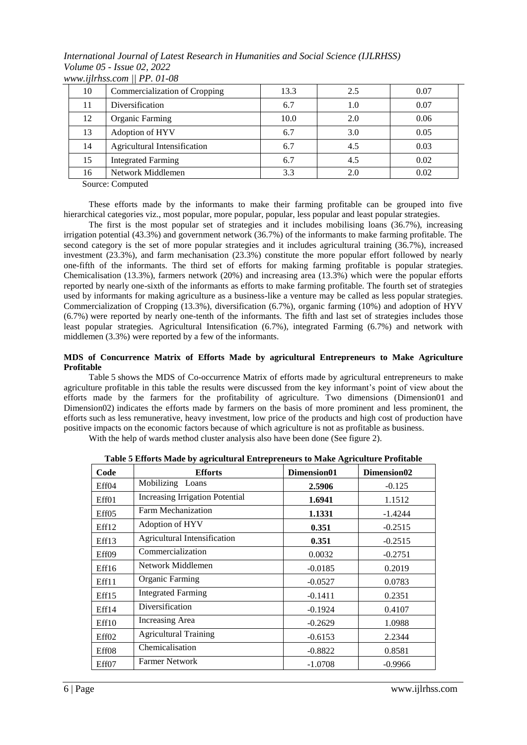| 10 | Commercialization of Cropping | 13.3 | 2.5 | 0.07 |
|---|---|---|---|---|
| 11 | Diversification | 6.7 | 1.0 | 0.07 |
| 12 | Organic Farming | 10.0 | 2.0 | 0.06 |
| 13 | Adoption of HYV | 6.7 | 3.0 | 0.05 |
| 14 | Agricultural Intensification | 6.7 | 4.5 | 0.03 |
| 15 | Integrated Farming | 6.7 | 4.5 | 0.02 |
| 16 | Network Middlemen | 3.3 | 2.0 | 0.02 |

Source: Computed

These efforts made by the informants to make their farming profitable can be grouped into five hierarchical categories viz., most popular, more popular, popular, less popular and least popular strategies.

The first is the most popular set of strategies and it includes mobilising loans (36.7%), increasing irrigation potential (43.3%) and government network (36.7%) of the informants to make farming profitable. The second category is the set of more popular strategies and it includes agricultural training (36.7%), increased investment (23.3%), and farm mechanisation (23.3%) constitute the more popular effort followed by nearly one-fifth of the informants. The third set of efforts for making farming profitable is popular strategies. Chemicalisation (13.3%), farmers network (20%) and increasing area (13.3%) which were the popular efforts reported by nearly one-sixth of the informants as efforts to make farming profitable. The fourth set of strategies used by informants for making agriculture as a business-like a venture may be called as less popular strategies. Commercialization of Cropping (13.3%), diversification (6.7%), organic farming (10%) and adoption of HYV (6.7%) were reported by nearly one-tenth of the informants. The fifth and last set of strategies includes those least popular strategies. Agricultural Intensification (6.7%), integrated Farming (6.7%) and network with middlemen (3.3%) were reported by a few of the informants.

**MDS of Concurrence Matrix of Efforts Made by agricultural Entrepreneurs to Make Agriculture Profitable**

Table 5 shows the MDS of Co-occurrence Matrix of efforts made by agricultural entrepreneurs to make agriculture profitable in this table the results were discussed from the key informant's point of view about the efforts made by the farmers for the profitability of agriculture. Two dimensions (Dimension01 and Dimension02) indicates the efforts made by farmers on the basis of more prominent and less prominent, the efforts such as less remunerative, heavy investment, low price of the products and high cost of production have positive impacts on the economic factors because of which agriculture is not as profitable as business.

With the help of wards method cluster analysis also have been done (See figure 2).

**Table 5 Efforts Made by agricultural Entrepreneurs to Make Agriculture Profitable**

| Code | Efforts | Dimension01 | Dimension02 |
|---|---|---|---|
| Eff04 | Mobilizing Loans | **2.5906** | -0.125 |
| Eff01 | Increasing Irrigation Potential | **1.6941** | 1.1512 |
| Eff05 | Farm Mechanization | **1.1331** | -1.4244 |
| Eff12 | Adoption of HYV | **0.351** | -0.2515 |
| Eff13 | Agricultural Intensification | **0.351** | -0.2515 |
| Eff09 | Commercialization | 0.0032 | -0.2751 |
| Eff16 | Network Middlemen | -0.0185 | 0.2019 |
| Eff11 | Organic Farming | -0.0527 | 0.0783 |
| Eff15 | Integrated Farming | -0.1411 | 0.2351 |
| Eff14 | Diversification | -0.1924 | 0.4107 |
| Eff10 | Increasing Area | -0.2629 | 1.0988 |
| Eff02 | Agricultural Training | -0.6153 | 2.2344 |
| Eff08 | Chemicalisation | -0.8822 | 0.8581 |
| Eff07 | Farmer Network | -1.0708 | -0.9966 |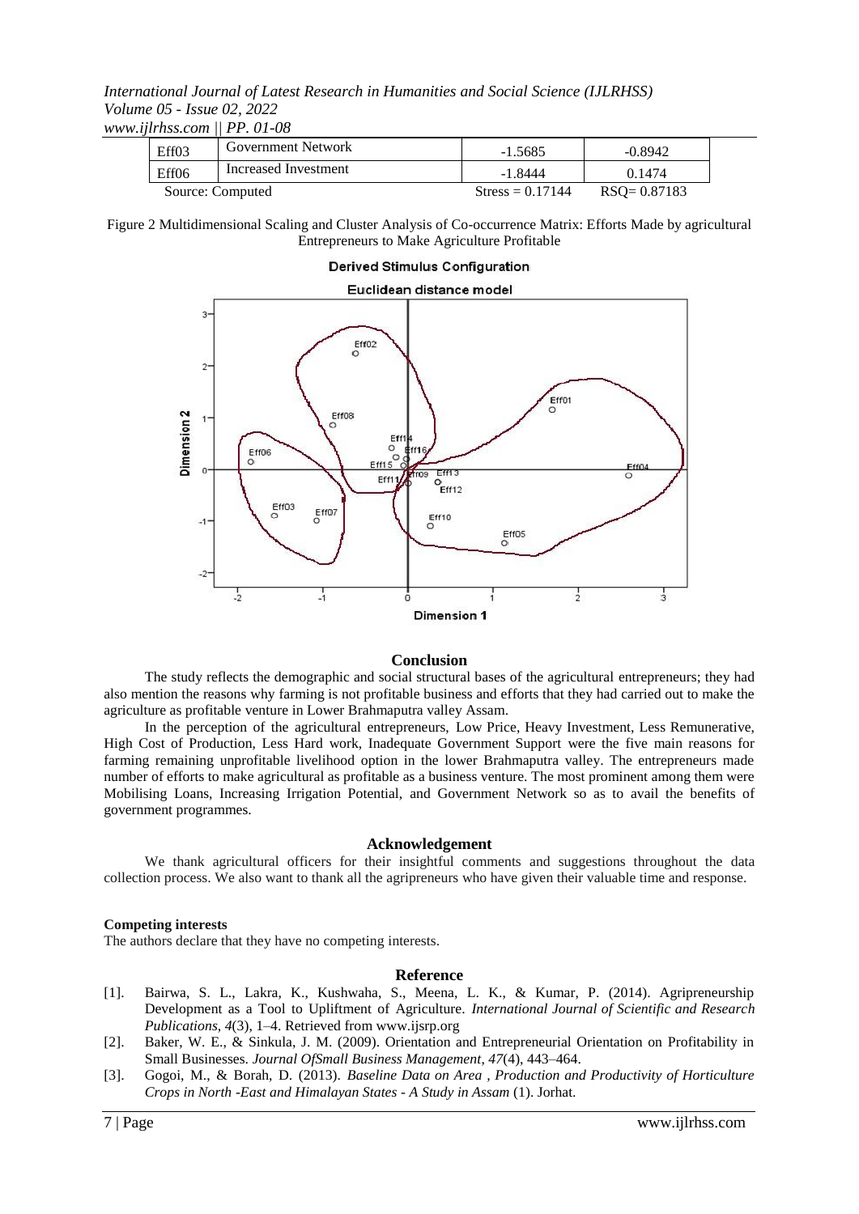| Eff03 | Government Network | -1.5685 | -0.8942 |
|---|---|---|---|
| Eff06 | Increased Investment | -1.8444 | 0.1474 |
| Source: Computed | | Stress = 0.17144 | RSQ= 0.87183 |

Figure 2 Multidimensional Scaling and Cluster Analysis of Co-occurrence Matrix: Efforts Made by agricultural Entrepreneurs to Make Agriculture Profitable

## Conclusion

The study reflects the demographic and social structural bases of the agricultural entrepreneurs; they had also mention the reasons why farming is not profitable business and efforts that they had carried out to make the agriculture as profitable venture in Lower Brahmaputra valley Assam.

In the perception of the agricultural entrepreneurs, Low Price, Heavy Investment, Less Remunerative, High Cost of Production, Less Hard work, Inadequate Government Support were the five main reasons for farming remaining unprofitable livelihood option in the lower Brahmaputra valley. The entrepreneurs made number of efforts to make agricultural as profitable as a business venture. The most prominent among them were Mobilising Loans, Increasing Irrigation Potential, and Government Network so as to avail the benefits of government programmes.

## Acknowledgement

We thank agricultural officers for their insightful comments and suggestions throughout the data collection process. We also want to thank all the agripreneurs who have given their valuable time and response.

**Competing interests**

The authors declare that they have no competing interests.

## Reference

[1]. Bairwa, S. L., Lakra, K., Kushwaha, S., Meena, L. K., & Kumar, P. (2014). Agripreneurship Development as a Tool to Upliftment of Agriculture. *International Journal of Scientific and Research Publications*, *4*(3), 1–4. Retrieved from www.ijsrp.org

[2]. Baker, W. E., & Sinkula, J. M. (2009). Orientation and Entrepreneurial Orientation on Profitability in Small Businesses. *Journal OfSmall Business Management*, *47*(4), 443–464.

[3]. Gogoi, M., & Borah, D. (2013). *Baseline Data on Area , Production and Productivity of Horticulture Crops in North -East and Himalayan States - A Study in Assam* (1). Jorhat.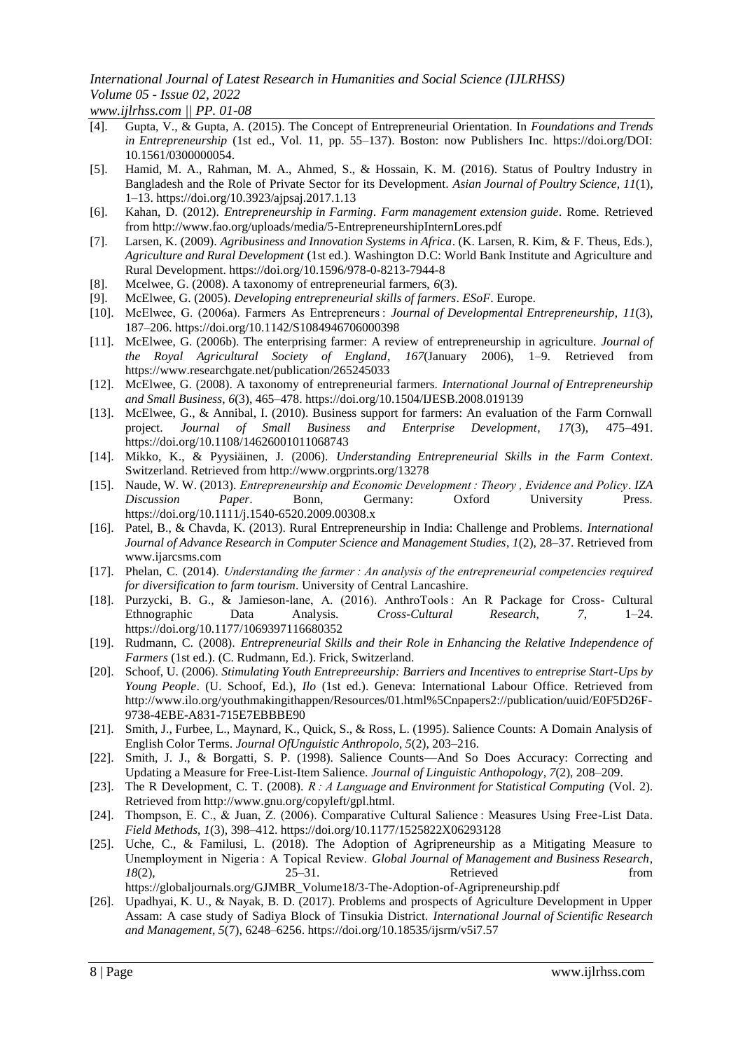[4]. Gupta, V., & Gupta, A. (2015). The Concept of Entrepreneurial Orientation. In *Foundations and Trends in Entrepreneurship* (1st ed., Vol. 11, pp. 55–137). Boston: now Publishers Inc. https://doi.org/DOI: 10.1561/0300000054.

[5]. Hamid, M. A., Rahman, M. A., Ahmed, S., & Hossain, K. M. (2016). Status of Poultry Industry in Bangladesh and the Role of Private Sector for its Development. *Asian Journal of Poultry Science*, *11*(1), 1–13. https://doi.org/10.3923/ajpsaj.2017.1.13

[6]. Kahan, D. (2012). *Entrepreneurship in Farming*. *Farm management extension guide*. Rome. Retrieved from http://www.fao.org/uploads/media/5-EntrepreneurshipInternLores.pdf

[7]. Larsen, K. (2009). *Agribusiness and Innovation Systems in Africa*. (K. Larsen, R. Kim, & F. Theus, Eds.), *Agriculture and Rural Development* (1st ed.). Washington D.C: World Bank Institute and Agriculture and Rural Development. https://doi.org/10.1596/978-0-8213-7944-8

[8]. Mcelwee, G. (2008). A taxonomy of entrepreneurial farmers, *6*(3).

[9]. McElwee, G. (2005). *Developing entrepreneurial skills of farmers*. *ESoF*. Europe.

[10]. McElwee, G. (2006a). Farmers As Entrepreneurs : *Journal of Developmental Entrepreneurship*, *11*(3), 187–206. https://doi.org/10.1142/S1084946706000398

[11]. McElwee, G. (2006b). The enterprising farmer: A review of entrepreneurship in agriculture. *Journal of the Royal Agricultural Society of England*, *167*(January 2006), 1–9. Retrieved from https://www.researchgate.net/publication/265245033

[12]. McElwee, G. (2008). A taxonomy of entrepreneurial farmers. *International Journal of Entrepreneurship and Small Business*, *6*(3), 465–478. https://doi.org/10.1504/IJESB.2008.019139

[13]. McElwee, G., & Annibal, I. (2010). Business support for farmers: An evaluation of the Farm Cornwall project. *Journal of Small Business and Enterprise Development*, *17*(3), 475–491. https://doi.org/10.1108/14626001011068743

[14]. Mikko, K., & Pyysiäinen, J. (2006). *Understanding Entrepreneurial Skills in the Farm Context*. Switzerland. Retrieved from http://www.orgprints.org/13278

[15]. Naude, W. W. (2013). *Entrepreneurship and Economic Development : Theory , Evidence and Policy*. *IZA Discussion Paper*. Bonn, Germany: Oxford University Press. https://doi.org/10.1111/j.1540-6520.2009.00308.x

[16]. Patel, B., & Chavda, K. (2013). Rural Entrepreneurship in India: Challenge and Problems. *International Journal of Advance Research in Computer Science and Management Studies*, *1*(2), 28–37. Retrieved from www.ijarcsms.com

[17]. Phelan, C. (2014). *Understanding the farmer : An analysis of the entrepreneurial competencies required for diversification to farm tourism*. University of Central Lancashire.

[18]. Purzycki, B. G., & Jamieson-lane, A. (2016). AnthroTools : An R Package for Cross- Cultural Ethnographic Data Analysis. *Cross-Cultural Research*, *7*, 1–24. https://doi.org/10.1177/1069397116680352

[19]. Rudmann, C. (2008). *Entrepreneurial Skills and their Role in Enhancing the Relative Independence of Farmers* (1st ed.). (C. Rudmann, Ed.). Frick, Switzerland.

[20]. Schoof, U. (2006). *Stimulating Youth Entrepreeurship: Barriers and Incentives to entreprise Start-Ups by Young People*. (U. Schoof, Ed.), *Ilo* (1st ed.). Geneva: International Labour Office. Retrieved from http://www.ilo.org/youthmakingithappen/Resources/01.html%5Cnpapers2://publication/uuid/E0F5D26F-9738-4EBE-A831-715E7EBBBE90

[21]. Smith, J., Furbee, L., Maynard, K., Quick, S., & Ross, L. (1995). Salience Counts: A Domain Analysis of English Color Terms. *Journal OfUnguistic Anthropolo*, *5*(2), 203–216.

[22]. Smith, J. J., & Borgatti, S. P. (1998). Salience Counts—And So Does Accuracy: Correcting and Updating a Measure for Free-List-Item Salience. *Journal of Linguistic Anthopology*, *7*(2), 208–209.

[23]. The R Development, C. T. (2008). *R : A Language and Environment for Statistical Computing* (Vol. 2). Retrieved from http://www.gnu.org/copyleft/gpl.html.

[24]. Thompson, E. C., & Juan, Z. (2006). Comparative Cultural Salience : Measures Using Free-List Data. *Field Methods*, *1*(3), 398–412. https://doi.org/10.1177/1525822X06293128

[25]. Uche, C., & Familusi, L. (2018). The Adoption of Agripreneurship as a Mitigating Measure to Unemployment in Nigeria : A Topical Review. *Global Journal of Management and Business Research*, *18*(2), 25–31. Retrieved from https://globaljournals.org/GJMBR_Volume18/3-The-Adoption-of-Agripreneurship.pdf

[26]. Upadhyai, K. U., & Nayak, B. D. (2017). Problems and prospects of Agriculture Development in Upper Assam: A case study of Sadiya Block of Tinsukia District. *International Journal of Scientific Research and Management*, *5*(7), 6248–6256. https://doi.org/10.18535/ijsrm/v5i7.57